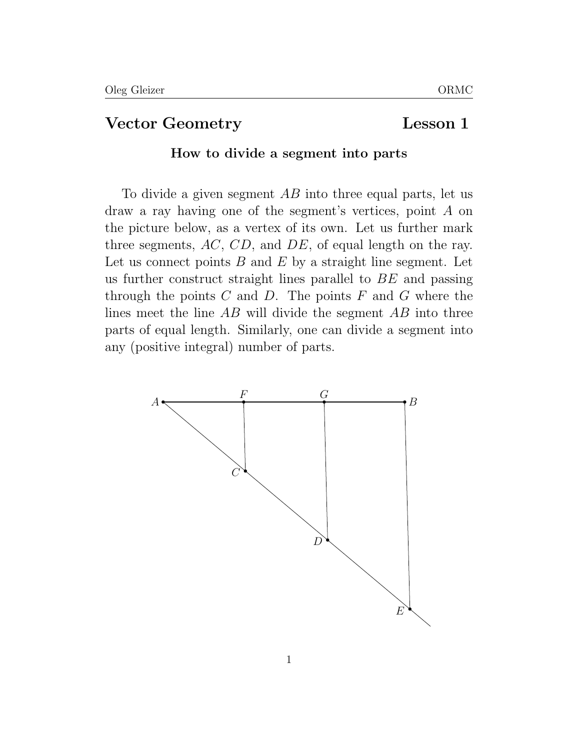# Vector Geometry Lesson 1

### How to divide a segment into parts

To divide a given segment $AB$ into three equal parts, let us draw a ray having one of the segment's vertices, point $A$ on the picture below, as a vertex of its own. Let us further mark three segments, $AC$, $CD$, and $DE$, of equal length on the ray. Let us connect points $B$ and $E$ by a straight line segment. Let us further construct straight lines parallel to $BE$ and passing through the points $C$ and $D$. The points $F$ and $G$ where the lines meet the line $AB$ will divide the segment $AB$ into three parts of equal length. Similarly, one can divide a segment into any (positive integral) number of parts.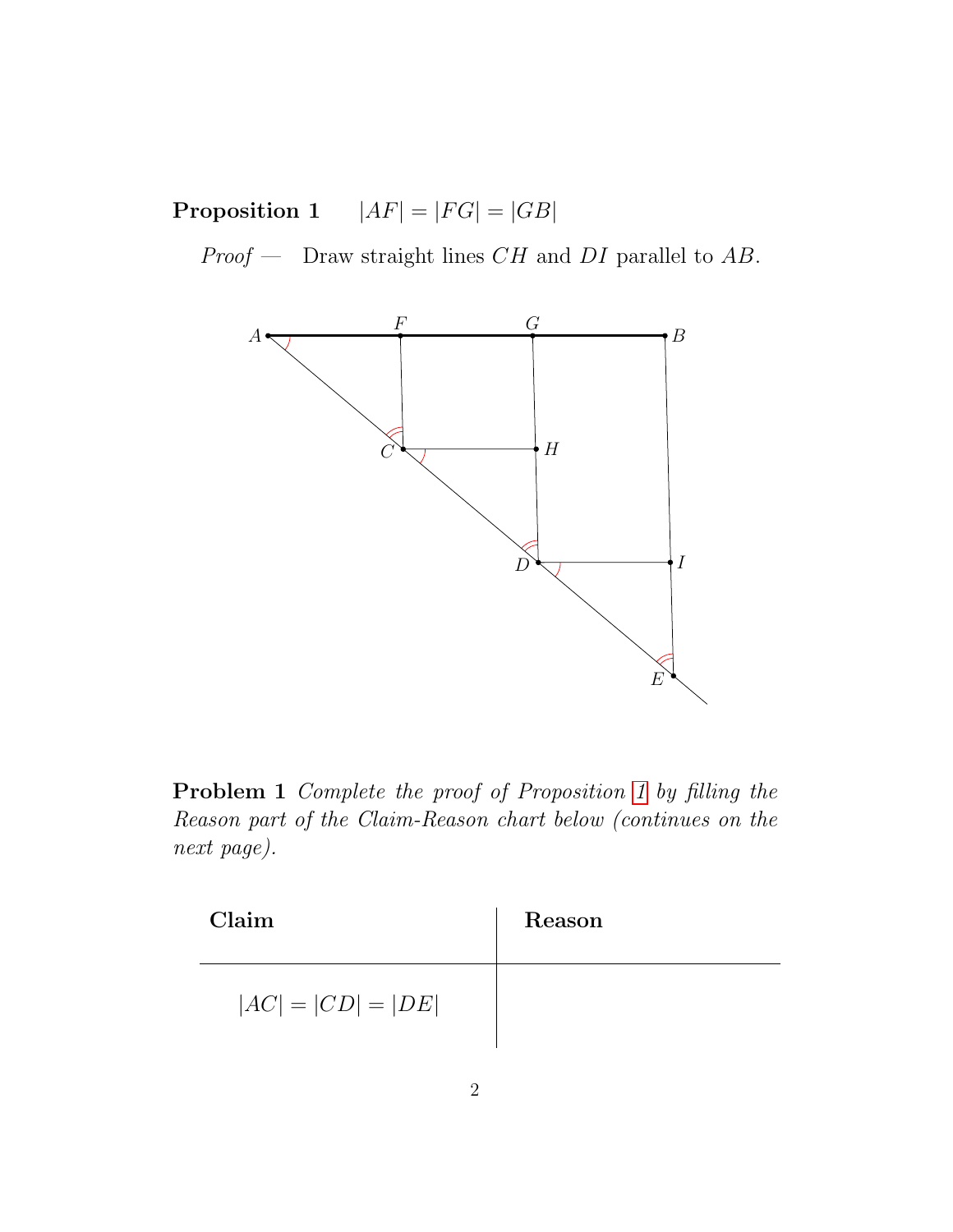**Proposition 1** $|AF| = |FG| = |GB|$

*Proof —* Draw straight lines $CH$ and $DI$ parallel to $AB$.

**Problem 1** *Complete the proof of Proposition 1 by filling the Reason part of the Claim-Reason chart below (continues on the next page).*

| Claim | Reason |
|---|---|
| $\lvert AC\rvert = \lvert CD\rvert = \lvert DE\rvert$ | |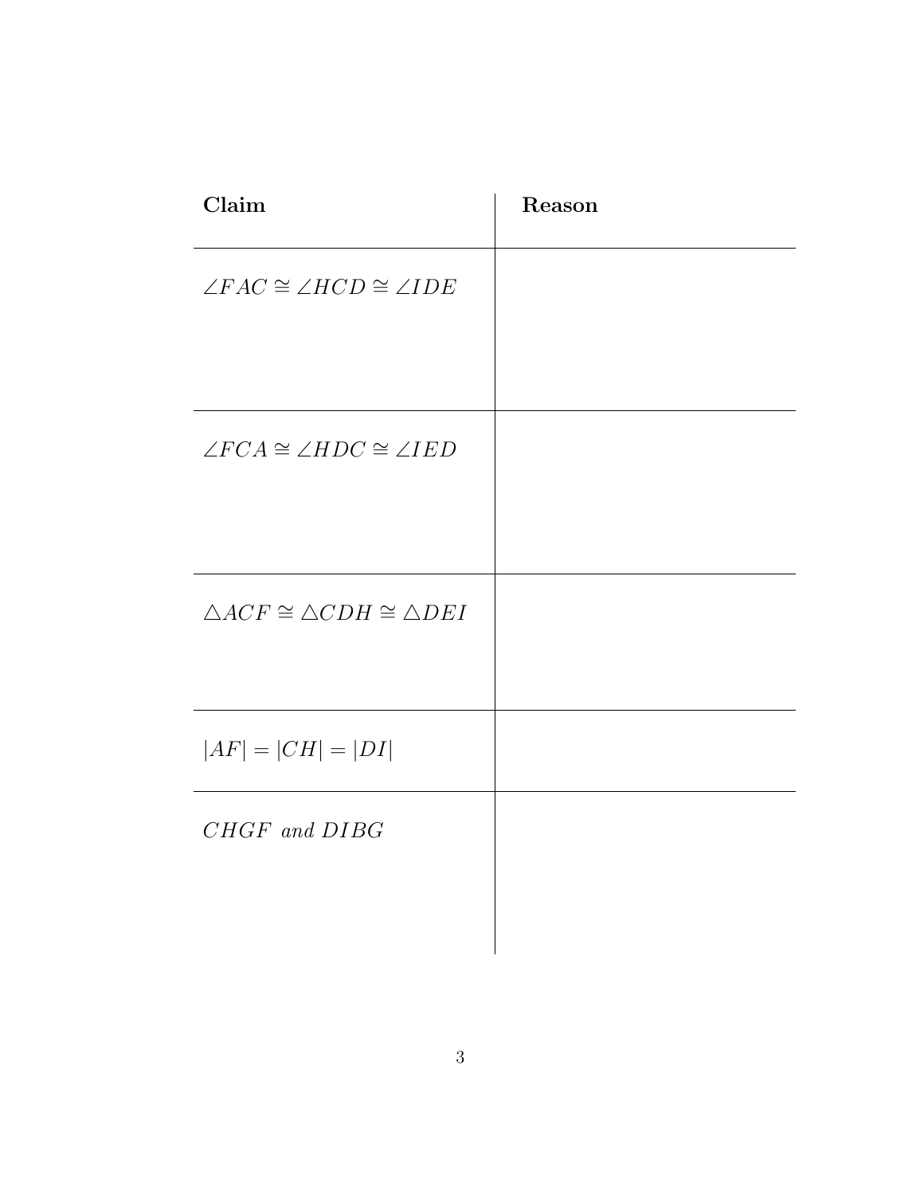| **Claim** | **Reason** |
| --- | --- |
| $\angle FAC \cong \angle HCD \cong \angle IDE$ | |
| $\angle FCA \cong \angle HDC \cong \angle IED$ | |
| $\triangle ACF \cong \triangle CDH \cong \triangle DEI$ | |
| $\lvert AF \rvert = \lvert CH \rvert = \lvert DI \rvert$ | |
| $CHGF$ *and* $DIBG$ | |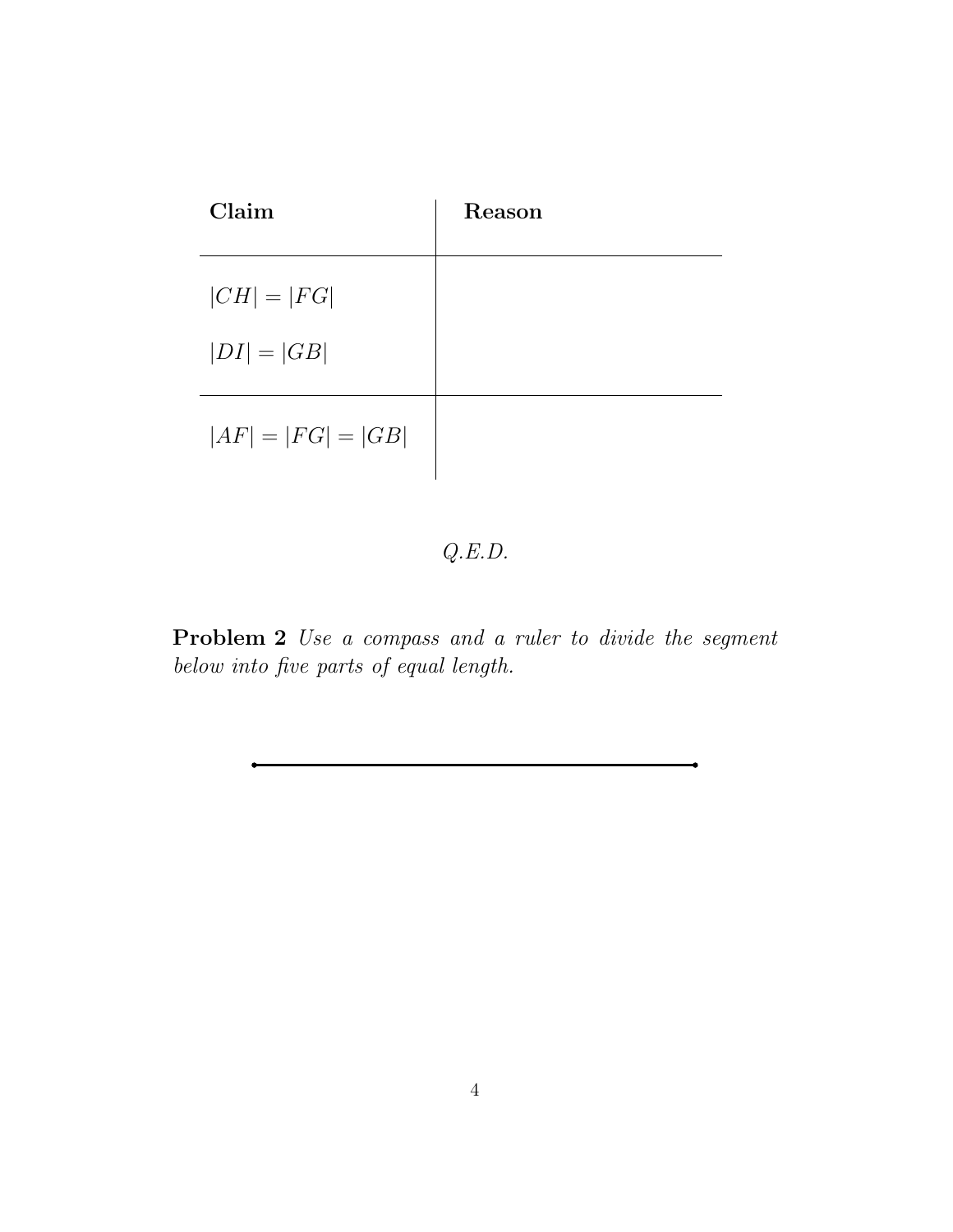| **Claim** | **Reason** |
|---|---|
| $\lvert CH \rvert = \lvert FG \rvert$ | |
| $\lvert DI \rvert = \lvert GB \rvert$ | |
| $\lvert AF \rvert = \lvert FG \rvert = \lvert GB \rvert$ | |

*Q.E.D.*

**Problem 2** *Use a compass and a ruler to divide the segment below into five parts of equal length.*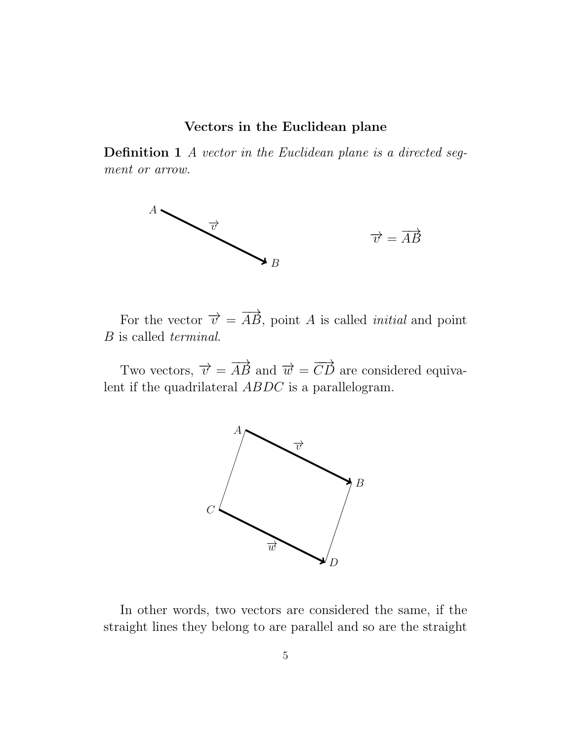### Vectors in the Euclidean plane

**Definition 1** *A vector in the Euclidean plane is a directed segment or arrow.*

$$\overrightarrow{v} = \overrightarrow{AB}$$

For the vector $\overrightarrow{v} = \overrightarrow{AB}$, point $A$ is called *initial* and point $B$ is called *terminal*.

Two vectors, $\overrightarrow{v} = \overrightarrow{AB}$ and $\overrightarrow{w} = \overrightarrow{CD}$ are considered equivalent if the quadrilateral $ABDC$ is a parallelogram.

In other words, two vectors are considered the same, if the straight lines they belong to are parallel and so are the straight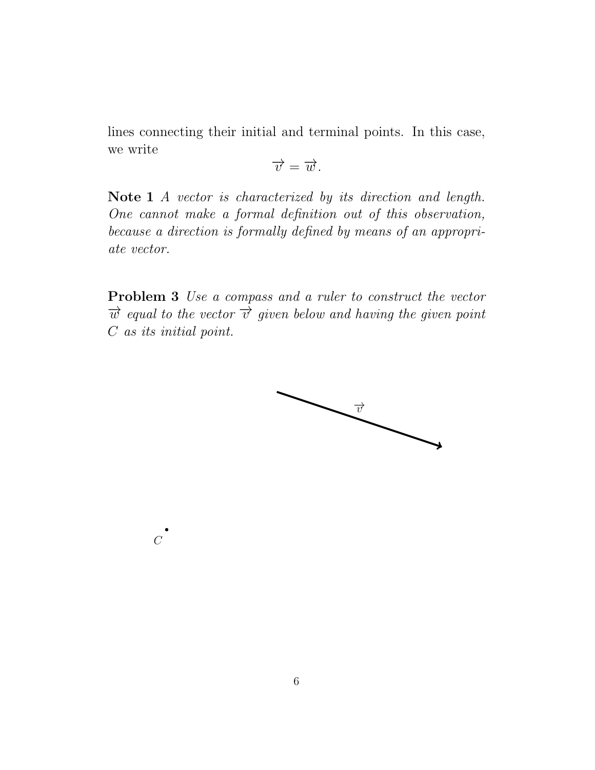lines connecting their initial and terminal points. In this case, we write

$$\overrightarrow{v} = \overrightarrow{w}.$$

**Note 1** *A vector is characterized by its direction and length. One cannot make a formal definition out of this observation, because a direction is formally defined by means of an appropriate vector.*

**Problem 3** *Use a compass and a ruler to construct the vector* $\overrightarrow{w}$ *equal to the vector* $\overrightarrow{v}$ *given below and having the given point* $C$ *as its initial point.*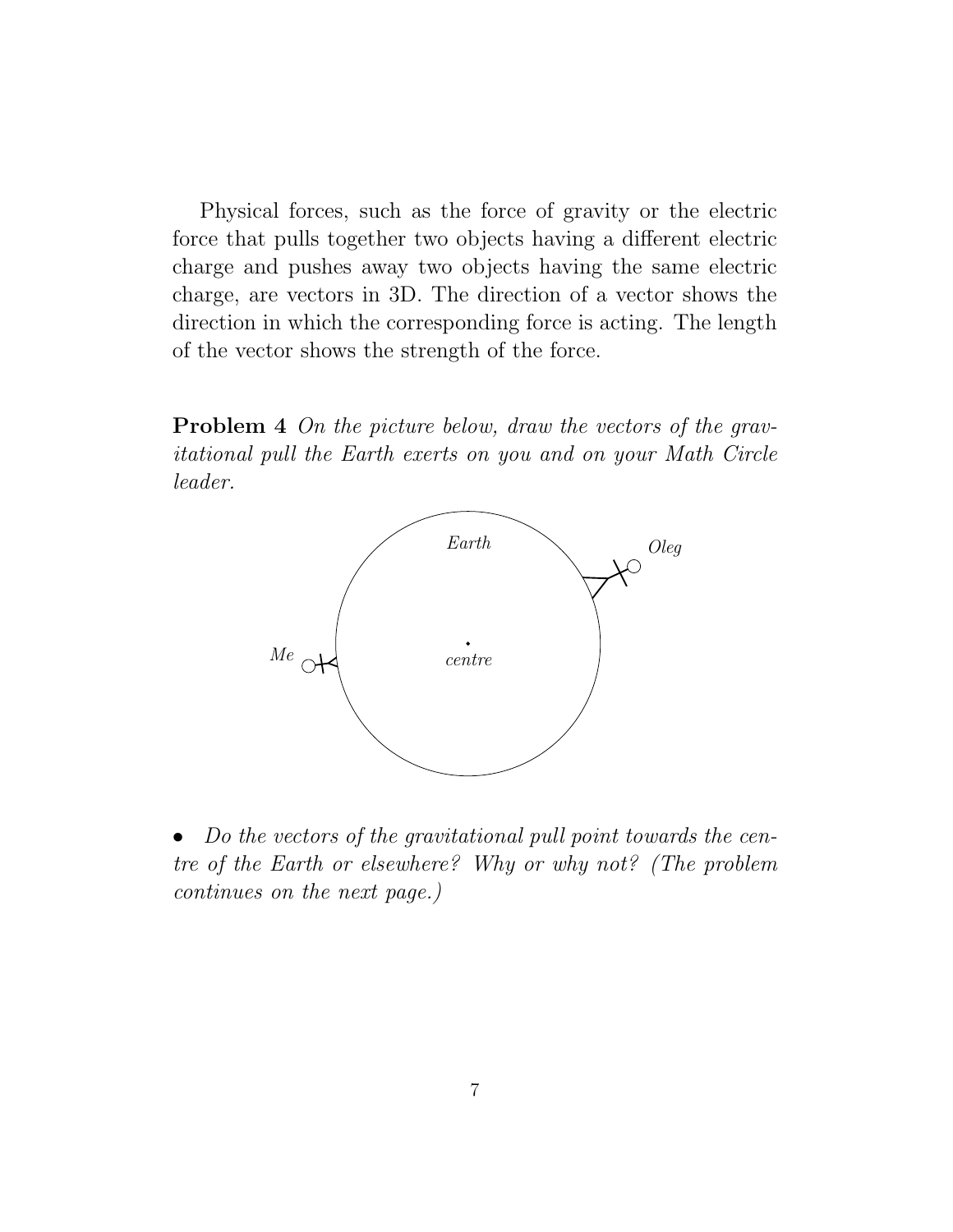Physical forces, such as the force of gravity or the electric force that pulls together two objects having a different electric charge and pushes away two objects having the same electric charge, are vectors in 3D. The direction of a vector shows the direction in which the corresponding force is acting. The length of the vector shows the strength of the force.

**Problem 4** *On the picture below, draw the vectors of the gravitational pull the Earth exerts on you and on your Math Circle leader.*

*Earth*

*Oleg*

*Me*

*centre*

- *Do the vectors of the gravitational pull point towards the centre of the Earth or elsewhere? Why or why not? (The problem continues on the next page.)*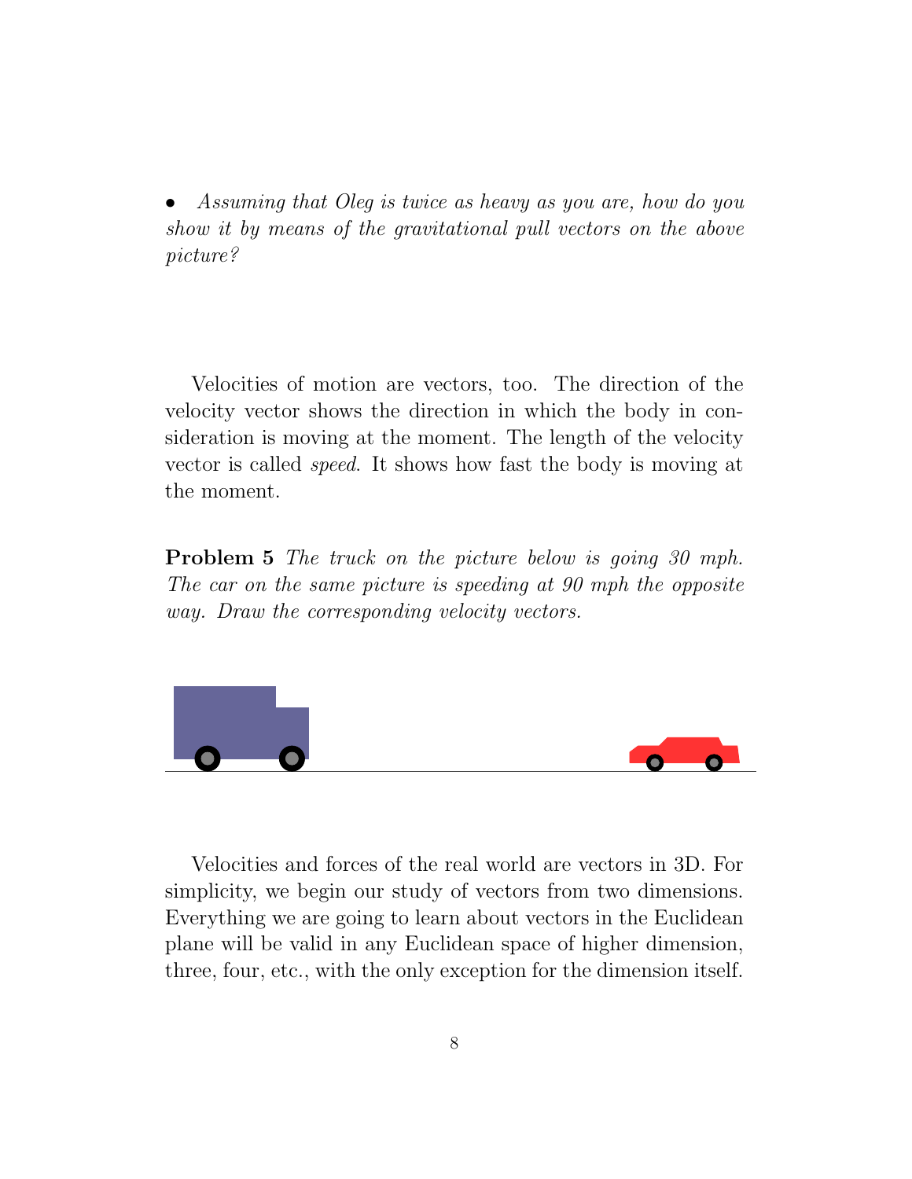- *Assuming that Oleg is twice as heavy as you are, how do you show it by means of the gravitational pull vectors on the above picture?*

Velocities of motion are vectors, too. The direction of the velocity vector shows the direction in which the body in consideration is moving at the moment. The length of the velocity vector is called *speed*. It shows how fast the body is moving at the moment.

**Problem 5** *The truck on the picture below is going 30 mph. The car on the same picture is speeding at 90 mph the opposite way. Draw the corresponding velocity vectors.*

Velocities and forces of the real world are vectors in 3D. For simplicity, we begin our study of vectors from two dimensions. Everything we are going to learn about vectors in the Euclidean plane will be valid in any Euclidean space of higher dimension, three, four, etc., with the only exception for the dimension itself.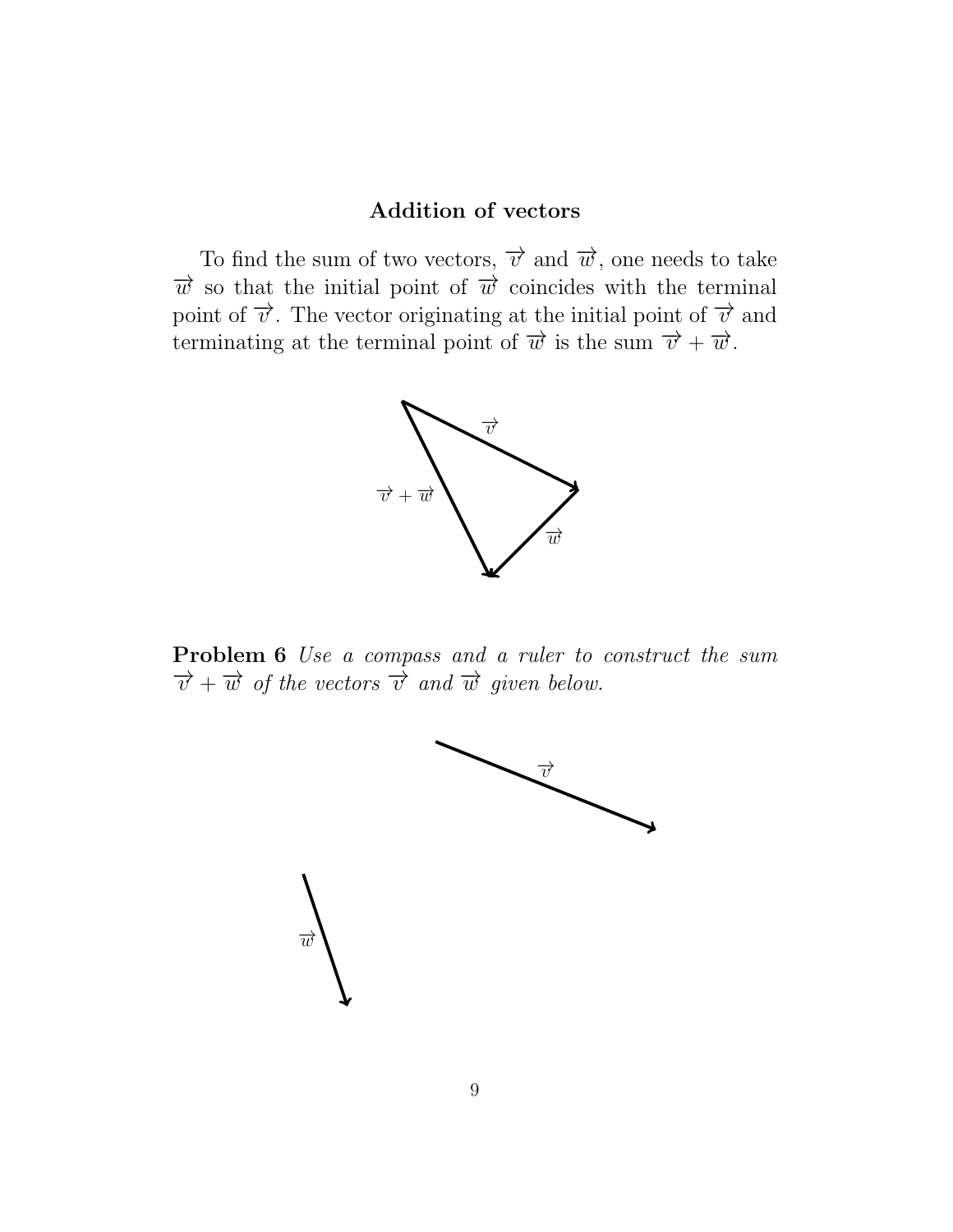### Addition of vectors

To find the sum of two vectors, $\overrightarrow{v}$ and $\overrightarrow{w}$, one needs to take $\overrightarrow{w}$ so that the initial point of $\overrightarrow{w}$ coincides with the terminal point of $\overrightarrow{v}$. The vector originating at the initial point of $\overrightarrow{v}$ and terminating at the terminal point of $\overrightarrow{w}$ is the sum $\overrightarrow{v} + \overrightarrow{w}$.

**Problem 6** *Use a compass and a ruler to construct the sum* $\overrightarrow{v} + \overrightarrow{w}$ *of the vectors* $\overrightarrow{v}$ *and* $\overrightarrow{w}$ *given below.*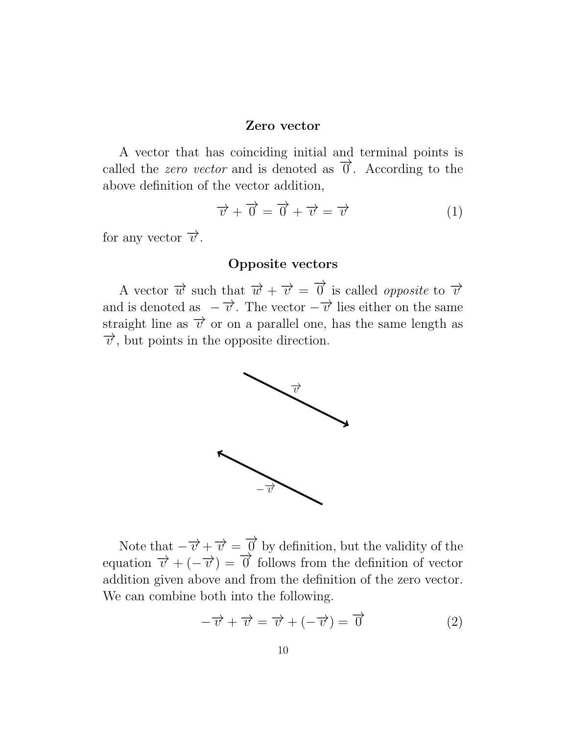### Zero vector

A vector that has coinciding initial and terminal points is called the *zero vector* and is denoted as $\overrightarrow{0}$. According to the above definition of the vector addition,

$$\overrightarrow{v} + \overrightarrow{0} = \overrightarrow{0} + \overrightarrow{v} = \overrightarrow{v} \tag{1}$$

for any vector $\overrightarrow{v}$.

### Opposite vectors

A vector $\overrightarrow{w}$ such that $\overrightarrow{w} + \overrightarrow{v} = \overrightarrow{0}$ is called *opposite* to $\overrightarrow{v}$ and is denoted as $-\overrightarrow{v}$. The vector $-\overrightarrow{v}$ lies either on the same straight line as $\overrightarrow{v}$ or on a parallel one, has the same length as $\overrightarrow{v}$, but points in the opposite direction.

Note that $-\overrightarrow{v} + \overrightarrow{v} = \overrightarrow{0}$ by definition, but the validity of the equation $\overrightarrow{v} + (-\overrightarrow{v}) = \overrightarrow{0}$ follows from the definition of vector addition given above and from the definition of the zero vector. We can combine both into the following.

$$-\overrightarrow{v} + \overrightarrow{v} = \overrightarrow{v} + (-\overrightarrow{v}) = \overrightarrow{0} \tag{2}$$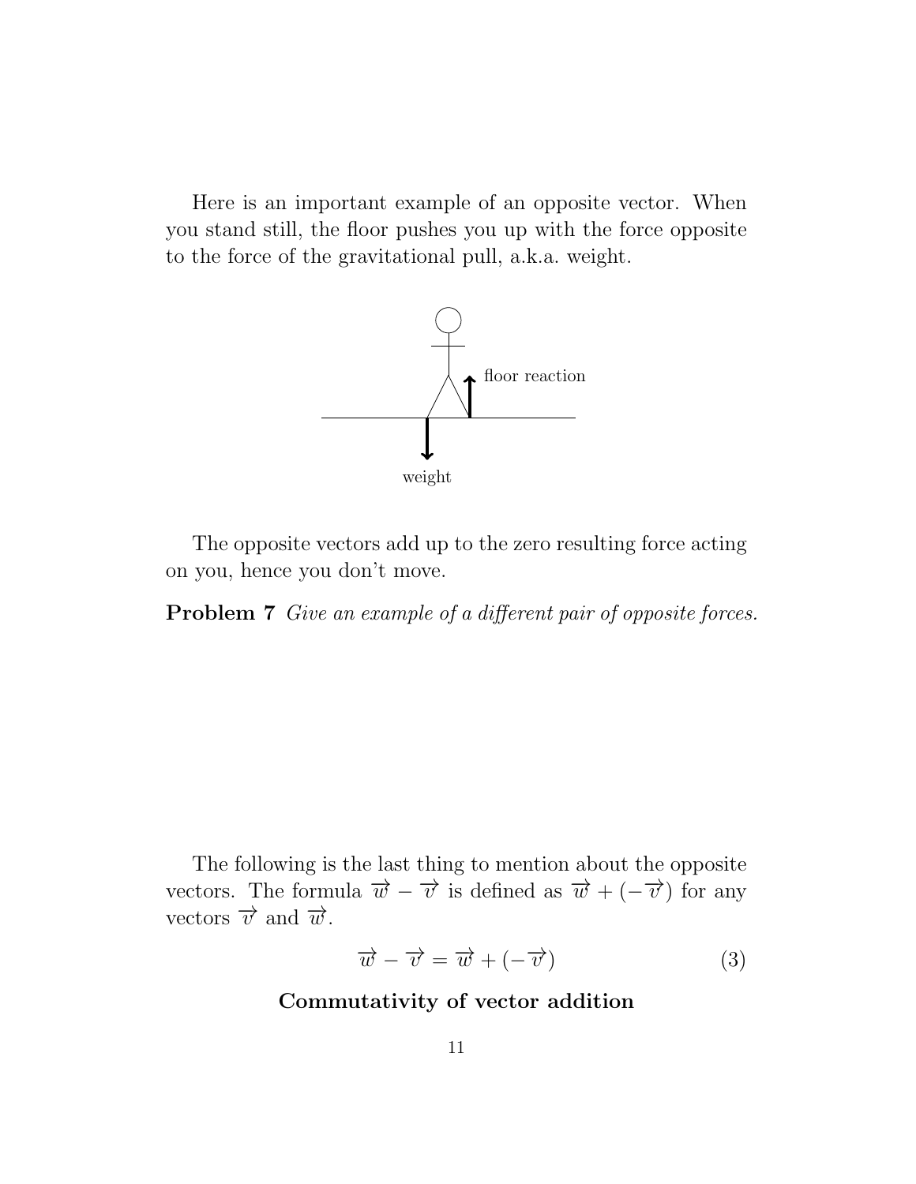Here is an important example of an opposite vector. When you stand still, the floor pushes you up with the force opposite to the force of the gravitational pull, a.k.a. weight.

floor reaction

weight

The opposite vectors add up to the zero resulting force acting on you, hence you don't move.

**Problem 7** *Give an example of a different pair of opposite forces.*

The following is the last thing to mention about the opposite vectors. The formula $\overrightarrow{w} - \overrightarrow{v}$ is defined as $\overrightarrow{w} + (-\overrightarrow{v})$ for any vectors $\overrightarrow{v}$ and $\overrightarrow{w}$.

$$\overrightarrow{w} - \overrightarrow{v} = \overrightarrow{w} + (-\overrightarrow{v}) \tag{3}$$

### Commutativity of vector addition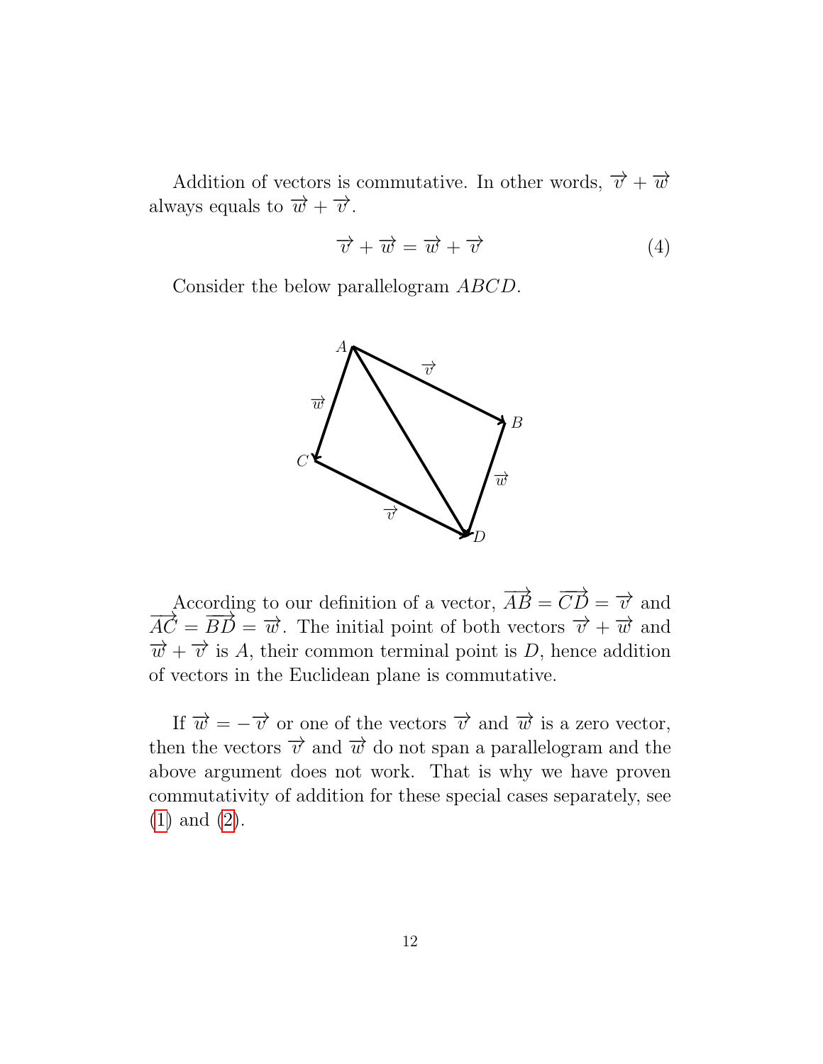Addition of vectors is commutative. In other words, $\overrightarrow{v} + \overrightarrow{w}$ always equals to $\overrightarrow{w} + \overrightarrow{v}$.

$$\overrightarrow{v} + \overrightarrow{w} = \overrightarrow{w} + \overrightarrow{v} \tag{4}$$

Consider the below parallelogram $ABCD$.

A

$\overrightarrow{v}$

$\overrightarrow{w}$

B

C

$\overrightarrow{w}$

$\overrightarrow{v}$

D

According to our definition of a vector, $\overrightarrow{AB} = \overrightarrow{CD} = \overrightarrow{v}$ and $\overrightarrow{AC} = \overrightarrow{BD} = \overrightarrow{w}$. The initial point of both vectors $\overrightarrow{v} + \overrightarrow{w}$ and $\overrightarrow{w} + \overrightarrow{v}$ is $A$, their common terminal point is $D$, hence addition of vectors in the Euclidean plane is commutative.

If $\overrightarrow{w} = -\overrightarrow{v}$ or one of the vectors $\overrightarrow{v}$ and $\overrightarrow{w}$ is a zero vector, then the vectors $\overrightarrow{v}$ and $\overrightarrow{w}$ do not span a parallelogram and the above argument does not work. That is why we have proven commutativity of addition for these special cases separately, see (1) and (2).